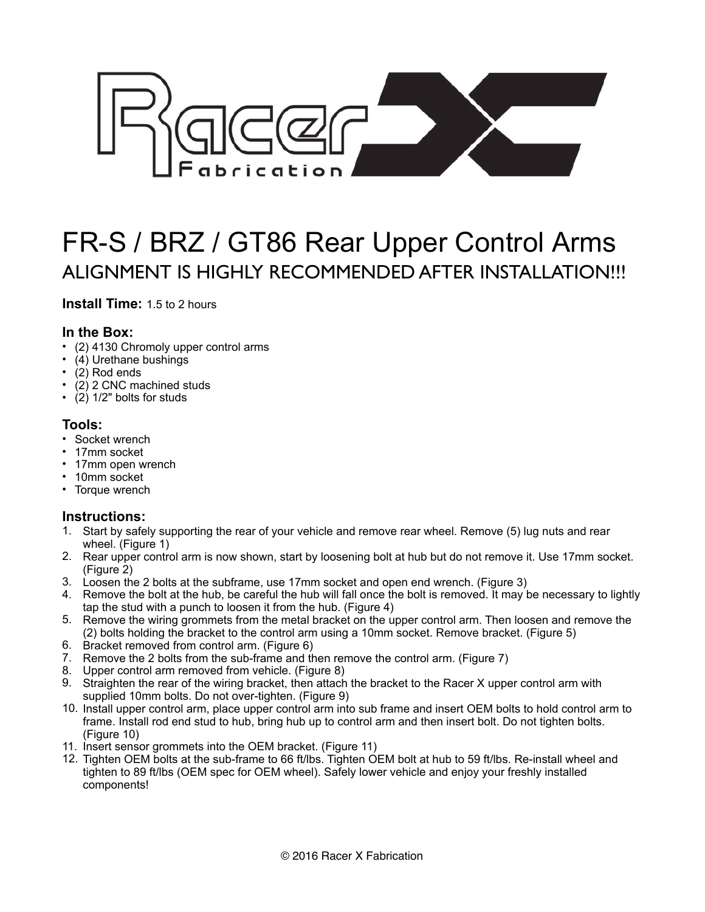# FR-S / BRZ / GT86 Rear Upper Control Arms

## ALIGNMENT IS HIGHLY RECOMMENDED AFTER INSTALLATION!!!

**Install Time:** 1.5 to 2 hours

### In the Box:

- (2) 4130 Chromoly upper control arms
- (4) Urethane bushings
- (2) Rod ends
- (2) 2 CNC machined studs
- (2) 1/2" bolts for studs

### Tools:

- Socket wrench
- 17mm socket
- 17mm open wrench
- 10mm socket
- Torque wrench

### Instructions:

1. Start by safely supporting the rear of your vehicle and remove rear wheel. Remove (5) lug nuts and rear wheel. (Figure 1)
2. Rear upper control arm is now shown, start by loosening bolt at hub but do not remove it. Use 17mm socket. (Figure 2)
3. Loosen the 2 bolts at the subframe, use 17mm socket and open end wrench. (Figure 3)
4. Remove the bolt at the hub, be careful the hub will fall once the bolt is removed. It may be necessary to lightly tap the stud with a punch to loosen it from the hub. (Figure 4)
5. Remove the wiring grommets from the metal bracket on the upper control arm. Then loosen and remove the (2) bolts holding the bracket to the control arm using a 10mm socket. Remove bracket. (Figure 5)
6. Bracket removed from control arm. (Figure 6)
7. Remove the 2 bolts from the sub-frame and then remove the control arm. (Figure 7)
8. Upper control arm removed from vehicle. (Figure 8)
9. Straighten the rear of the wiring bracket, then attach the bracket to the Racer X upper control arm with supplied 10mm bolts. Do not over-tighten. (Figure 9)
10. Install upper control arm, place upper control arm into sub frame and insert OEM bolts to hold control arm to frame. Install rod end stud to hub, bring hub up to control arm and then insert bolt. Do not tighten bolts. (Figure 10)
11. Insert sensor grommets into the OEM bracket. (Figure 11)
12. Tighten OEM bolts at the sub-frame to 66 ft/lbs. Tighten OEM bolt at hub to 59 ft/lbs. Re-install wheel and tighten to 89 ft/lbs (OEM spec for OEM wheel). Safely lower vehicle and enjoy your freshly installed components!

© 2016 Racer X Fabrication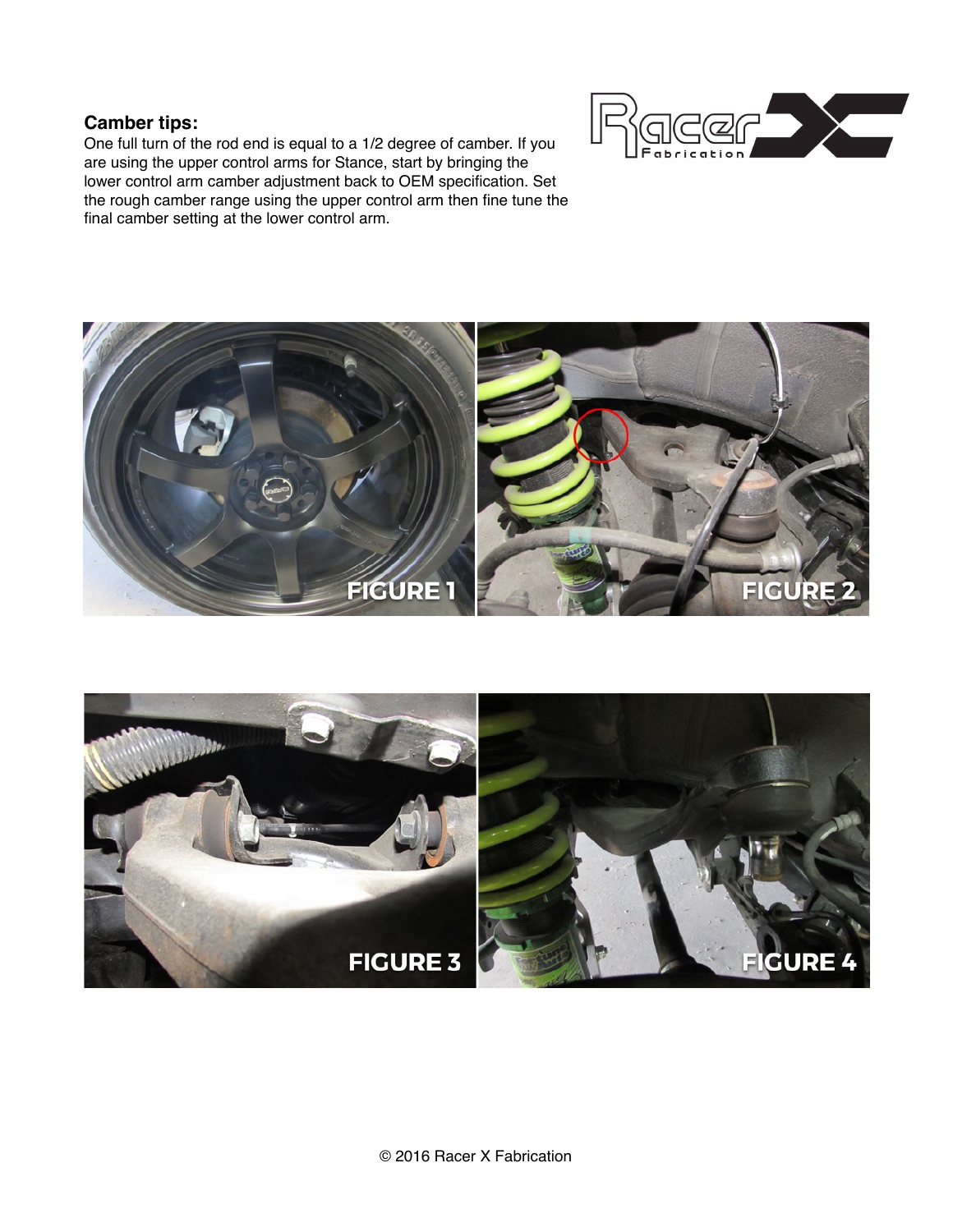### Camber tips:

One full turn of the rod end is equal to a 1/2 degree of camber. If you are using the upper control arms for Stance, start by bringing the lower control arm camber adjustment back to OEM specification. Set the rough camber range using the upper control arm then fine tune the final camber setting at the lower control arm.

FIGURE 1

FIGURE 2

FIGURE 3

FIGURE 4

© 2016 Racer X Fabrication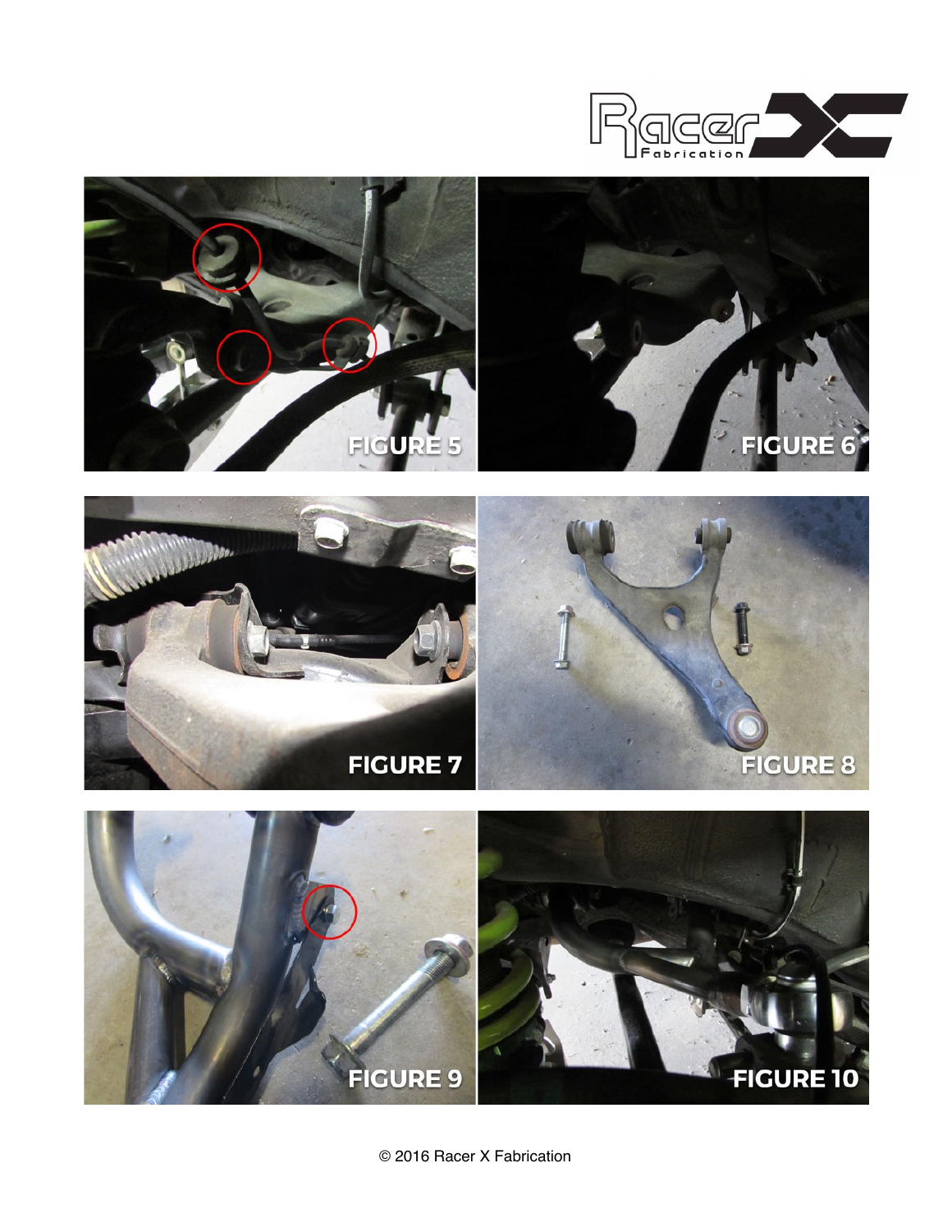FIGURE 5

FIGURE 6

FIGURE 7

FIGURE 8

FIGURE 9

FIGURE 10

© 2016 Racer X Fabrication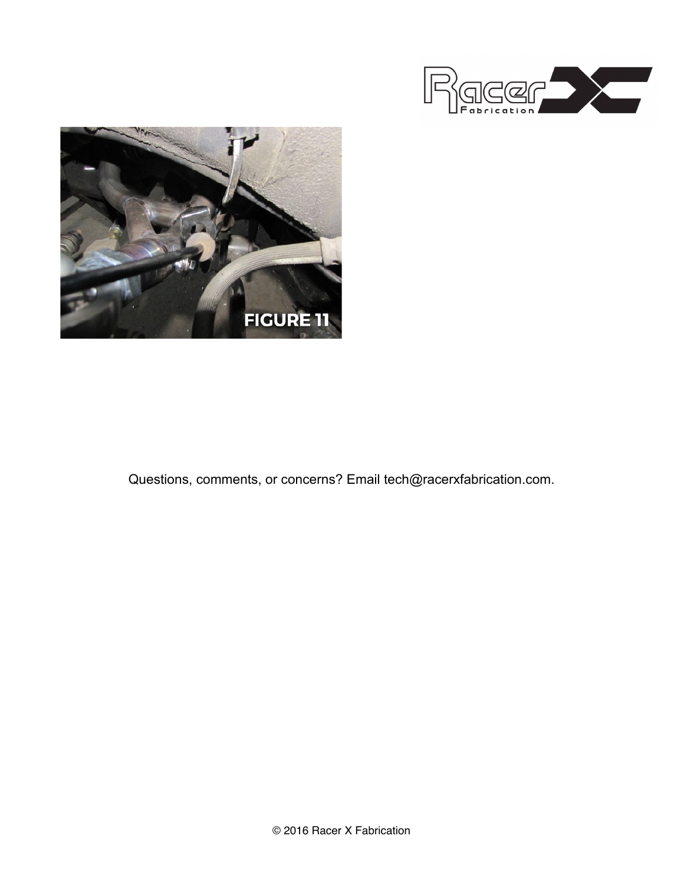FIGURE 11

Questions, comments, or concerns? Email tech@racerxfabrication.com.

© 2016 Racer X Fabrication